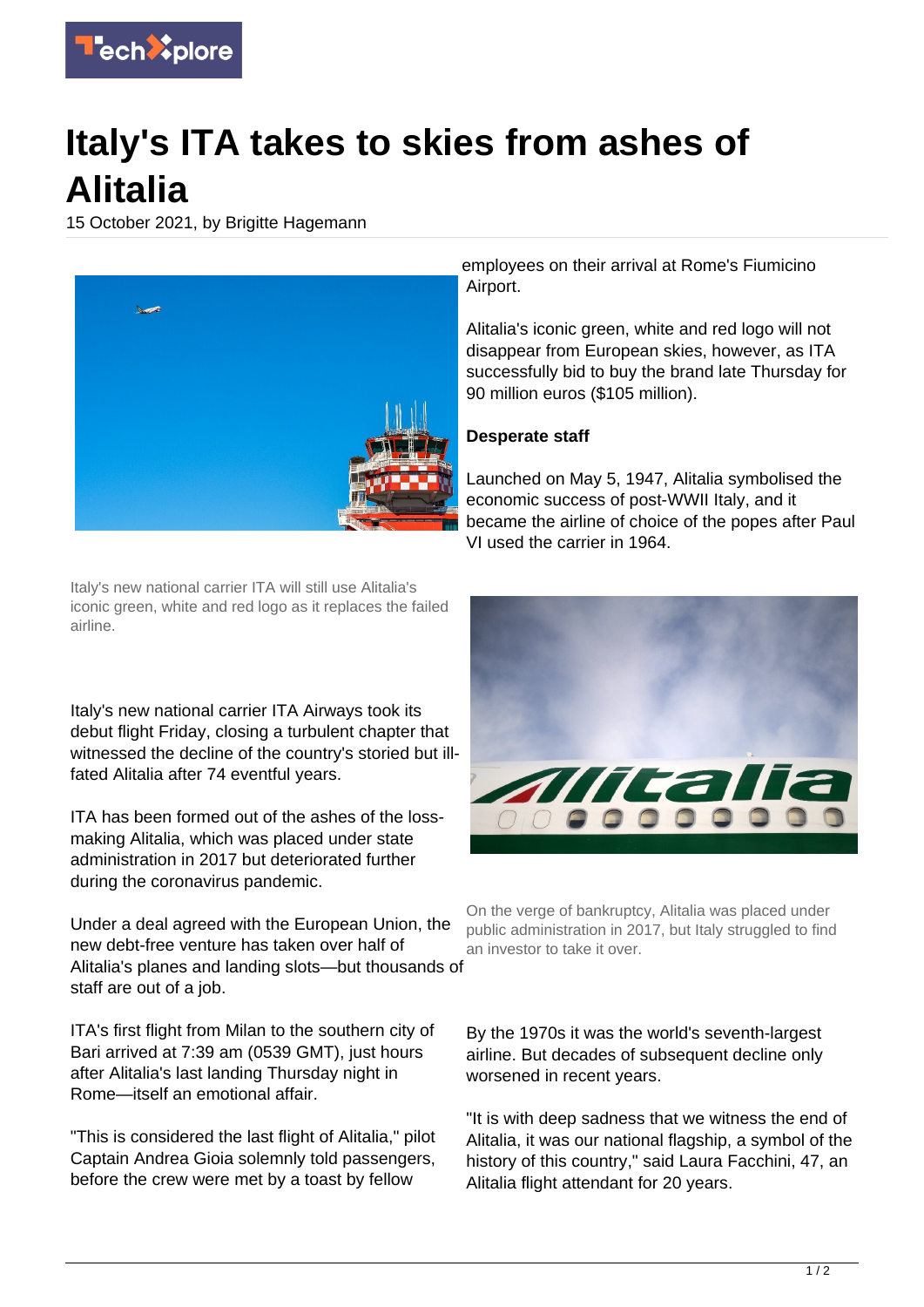# Italy's ITA takes to skies from ashes of Alitalia

15 October 2021, by Brigitte Hagemann

Italy's new national carrier ITA will still use Alitalia's iconic green, white and red logo as it replaces the failed airline.

Italy's new national carrier ITA Airways took its debut flight Friday, closing a turbulent chapter that witnessed the decline of the country's storied but ill-fated Alitalia after 74 eventful years.

ITA has been formed out of the ashes of the loss-making Alitalia, which was placed under state administration in 2017 but deteriorated further during the coronavirus pandemic.

Under a deal agreed with the European Union, the new debt-free venture has taken over half of Alitalia's planes and landing slots—but thousands of staff are out of a job.

ITA's first flight from Milan to the southern city of Bari arrived at 7:39 am (0539 GMT), just hours after Alitalia's last landing Thursday night in Rome—itself an emotional affair.

"This is considered the last flight of Alitalia," pilot Captain Andrea Gioia solemnly told passengers, before the crew were met by a toast by fellow employees on their arrival at Rome's Fiumicino Airport.

Alitalia's iconic green, white and red logo will not disappear from European skies, however, as ITA successfully bid to buy the brand late Thursday for 90 million euros ($105 million).

**Desperate staff**

Launched on May 5, 1947, Alitalia symbolised the economic success of post-WWII Italy, and it became the airline of choice of the popes after Paul VI used the carrier in 1964.

On the verge of bankruptcy, Alitalia was placed under public administration in 2017, but Italy struggled to find an investor to take it over.

By the 1970s it was the world's seventh-largest airline. But decades of subsequent decline only worsened in recent years.

"It is with deep sadness that we witness the end of Alitalia, it was our national flagship, a symbol of the history of this country," said Laura Facchini, 47, an Alitalia flight attendant for 20 years.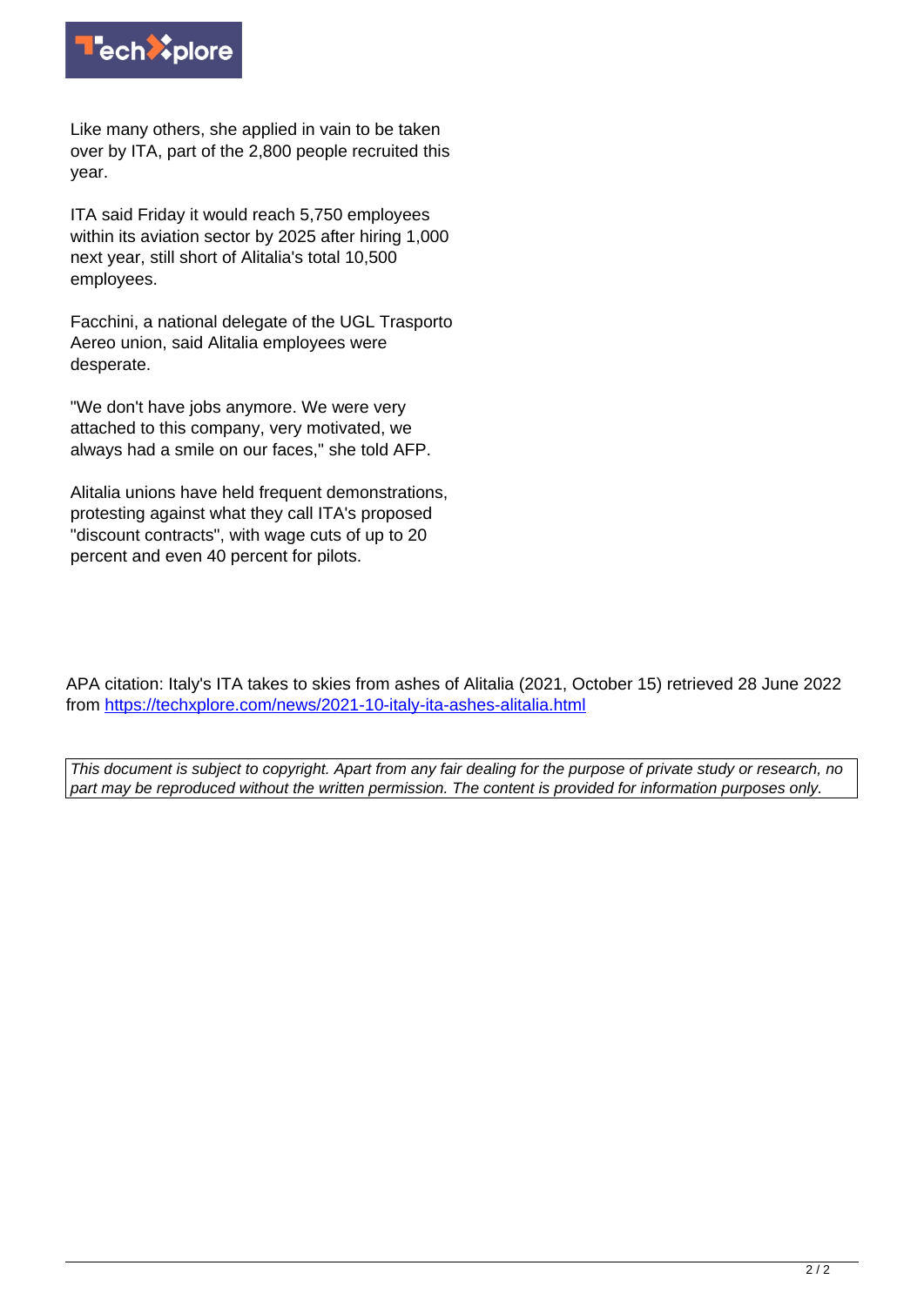Like many others, she applied in vain to be taken over by ITA, part of the 2,800 people recruited this year.

ITA said Friday it would reach 5,750 employees within its aviation sector by 2025 after hiring 1,000 next year, still short of Alitalia's total 10,500 employees.

Facchini, a national delegate of the UGL Trasporto Aereo union, said Alitalia employees were desperate.

"We don't have jobs anymore. We were very attached to this company, very motivated, we always had a smile on our faces," she told AFP.

Alitalia unions have held frequent demonstrations, protesting against what they call ITA's proposed "discount contracts", with wage cuts of up to 20 percent and even 40 percent for pilots.

APA citation: Italy's ITA takes to skies from ashes of Alitalia (2021, October 15) retrieved 28 June 2022 from https://techxplore.com/news/2021-10-italy-ita-ashes-alitalia.html

*This document is subject to copyright. Apart from any fair dealing for the purpose of private study or research, no part may be reproduced without the written permission. The content is provided for information purposes only.*